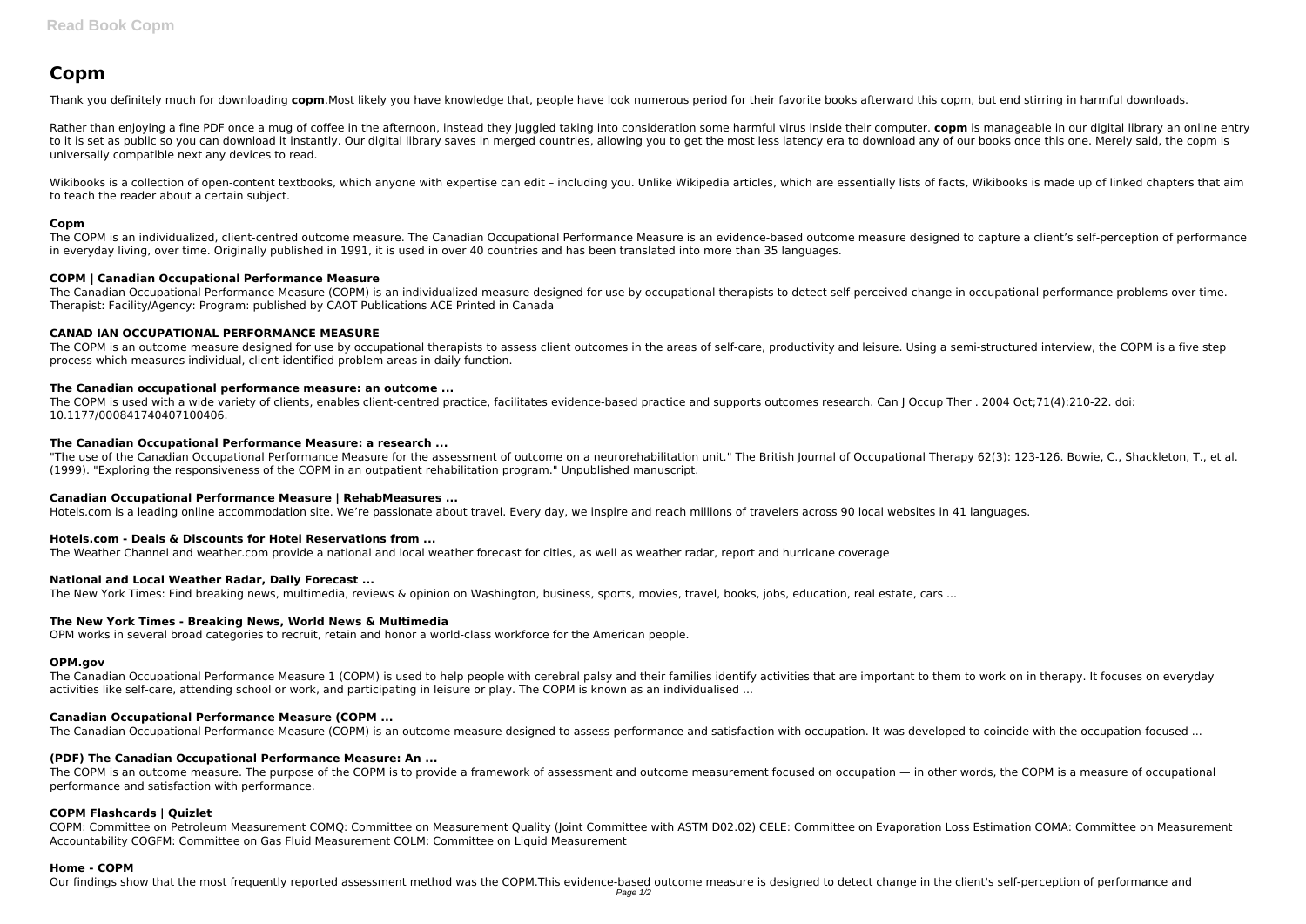# Copm

Thank you definitely much for downloading **copm**.Most likely you have knowledge that, people have look numerous period for their favorite books afterward this copm, but end stirring in harmful downloads.

Rather than enjoying a fine PDF once a mug of coffee in the afternoon, instead they juggled taking into consideration some harmful virus inside their computer. **copm** is manageable in our digital library an online entry to it is set as public so you can download it instantly. Our digital library saves in merged countries, allowing you to get the most less latency era to download any of our books once this one. Merely said, the copm is universally compatible next any devices to read.

Wikibooks is a collection of open-content textbooks, which anyone with expertise can edit – including you. Unlike Wikipedia articles, which are essentially lists of facts, Wikibooks is made up of linked chapters that aim to teach the reader about a certain subject.

### Copm

The COPM is an individualized, client-centred outcome measure. The Canadian Occupational Performance Measure is an evidence-based outcome measure designed to capture a client's self-perception of performance in everyday living, over time. Originally published in 1991, it is used in over 40 countries and has been translated into more than 35 languages.

### COPM | Canadian Occupational Performance Measure

The Canadian Occupational Performance Measure (COPM) is an individualized measure designed for use by occupational therapists to detect self-perceived change in occupational performance problems over time. Therapist: Facility/Agency: Program: published by CAOT Publications ACE Printed in Canada

### CANAD IAN OCCUPATIONAL PERFORMANCE MEASURE

The COPM is an outcome measure designed for use by occupational therapists to assess client outcomes in the areas of self-care, productivity and leisure. Using a semi-structured interview, the COPM is a five step process which measures individual, client-identified problem areas in daily function.

### The Canadian occupational performance measure: an outcome ...

The COPM is used with a wide variety of clients, enables client-centred practice, facilitates evidence-based practice and supports outcomes research. Can J Occup Ther . 2004 Oct;71(4):210-22. doi: 10.1177/000841740407100406.

### The Canadian Occupational Performance Measure: a research ...

"The use of the Canadian Occupational Performance Measure for the assessment of outcome on a neurorehabilitation unit." The British Journal of Occupational Therapy 62(3): 123-126. Bowie, C., Shackleton, T., et al. (1999). "Exploring the responsiveness of the COPM in an outpatient rehabilitation program." Unpublished manuscript.

### Canadian Occupational Performance Measure | RehabMeasures ...

Hotels.com is a leading online accommodation site. We're passionate about travel. Every day, we inspire and reach millions of travelers across 90 local websites in 41 languages.

### Hotels.com - Deals & Discounts for Hotel Reservations from ...

The Weather Channel and weather.com provide a national and local weather forecast for cities, as well as weather radar, report and hurricane coverage

### National and Local Weather Radar, Daily Forecast ...

The New York Times: Find breaking news, multimedia, reviews & opinion on Washington, business, sports, movies, travel, books, jobs, education, real estate, cars ...

### The New York Times - Breaking News, World News & Multimedia

OPM works in several broad categories to recruit, retain and honor a world-class workforce for the American people.

### OPM.gov

The Canadian Occupational Performance Measure 1 (COPM) is used to help people with cerebral palsy and their families identify activities that are important to them to work on in therapy. It focuses on everyday activities like self-care, attending school or work, and participating in leisure or play. The COPM is known as an individualised ...

### Canadian Occupational Performance Measure (COPM ...

The Canadian Occupational Performance Measure (COPM) is an outcome measure designed to assess performance and satisfaction with occupation. It was developed to coincide with the occupation-focused ...

### (PDF) The Canadian Occupational Performance Measure: An ...

The COPM is an outcome measure. The purpose of the COPM is to provide a framework of assessment and outcome measurement focused on occupation — in other words, the COPM is a measure of occupational performance and satisfaction with performance.

### COPM Flashcards | Quizlet

COPM: Committee on Petroleum Measurement COMQ: Committee on Measurement Quality (Joint Committee with ASTM D02.02) CELE: Committee on Evaporation Loss Estimation COMA: Committee on Measurement Accountability COGFM: Committee on Gas Fluid Measurement COLM: Committee on Liquid Measurement

### Home - COPM

Our findings show that the most frequently reported assessment method was the COPM.This evidence-based outcome measure is designed to detect change in the client's self-perception of performance and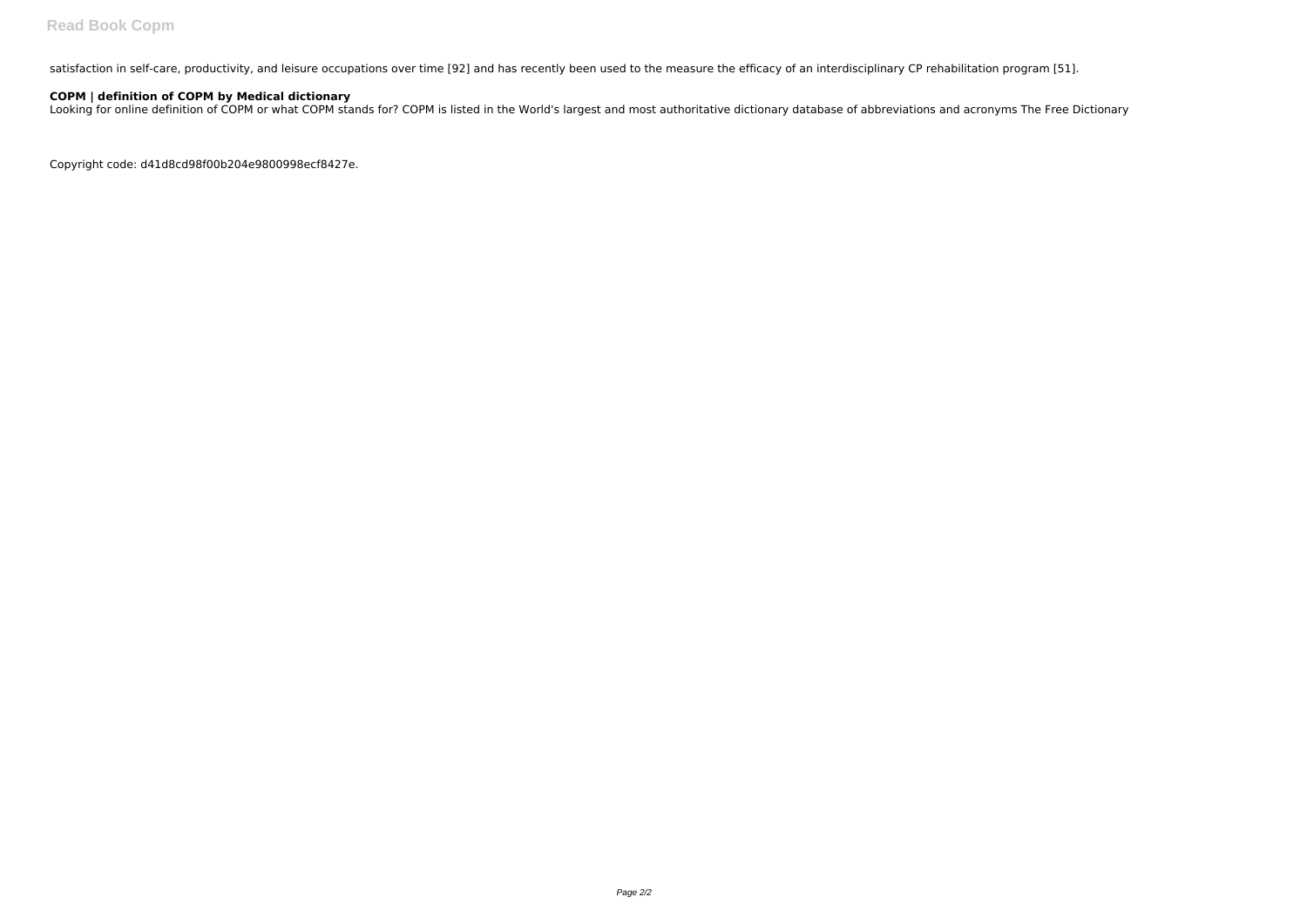satisfaction in self-care, productivity, and leisure occupations over time [92] and has recently been used to the measure the efficacy of an interdisciplinary CP rehabilitation program [51].

**COPM | definition of COPM by Medical dictionary**

Looking for online definition of COPM or what COPM stands for? COPM is listed in the World's largest and most authoritative dictionary database of abbreviations and acronyms The Free Dictionary

Copyright code: d41d8cd98f00b204e9800998ecf8427e.